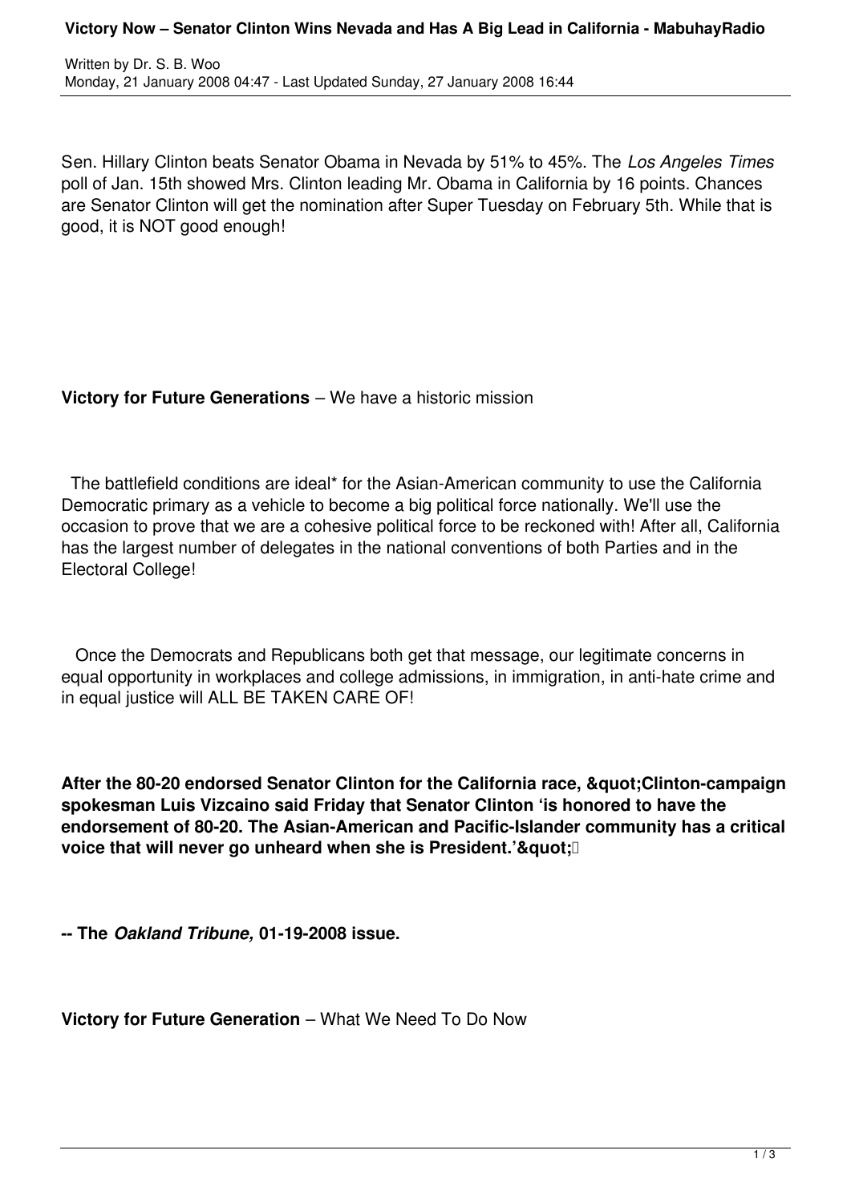# Victory Now – Senator Clinton Wins Nevada and Has A Big Lead in California - MabuhayRadio

Written by Dr. S. B. Woo
Monday, 21 January 2008 04:47 - Last Updated Sunday, 27 January 2008 16:44

Sen. Hillary Clinton beats Senator Obama in Nevada by 51% to 45%. The *Los Angeles Times* poll of Jan. 15th showed Mrs. Clinton leading Mr. Obama in California by 16 points. Chances are Senator Clinton will get the nomination after Super Tuesday on February 5th. While that is good, it is NOT good enough!

**Victory for Future Generations** – We have a historic mission

The battlefield conditions are ideal* for the Asian-American community to use the California Democratic primary as a vehicle to become a big political force nationally. We'll use the occasion to prove that we are a cohesive political force to be reckoned with! After all, California has the largest number of delegates in the national conventions of both Parties and in the Electoral College!

Once the Democrats and Republicans both get that message, our legitimate concerns in equal opportunity in workplaces and college admissions, in immigration, in anti-hate crime and in equal justice will ALL BE TAKEN CARE OF!

**After the 80-20 endorsed Senator Clinton for the California race, &quot;Clinton-campaign spokesman Luis Vizcaino said Friday that Senator Clinton 'is honored to have the endorsement of 80-20. The Asian-American and Pacific-Islander community has a critical voice that will never go unheard when she is President.'&quot;**

**-- The *Oakland Tribune,* 01-19-2008 issue.**

**Victory for Future Generation** – What We Need To Do Now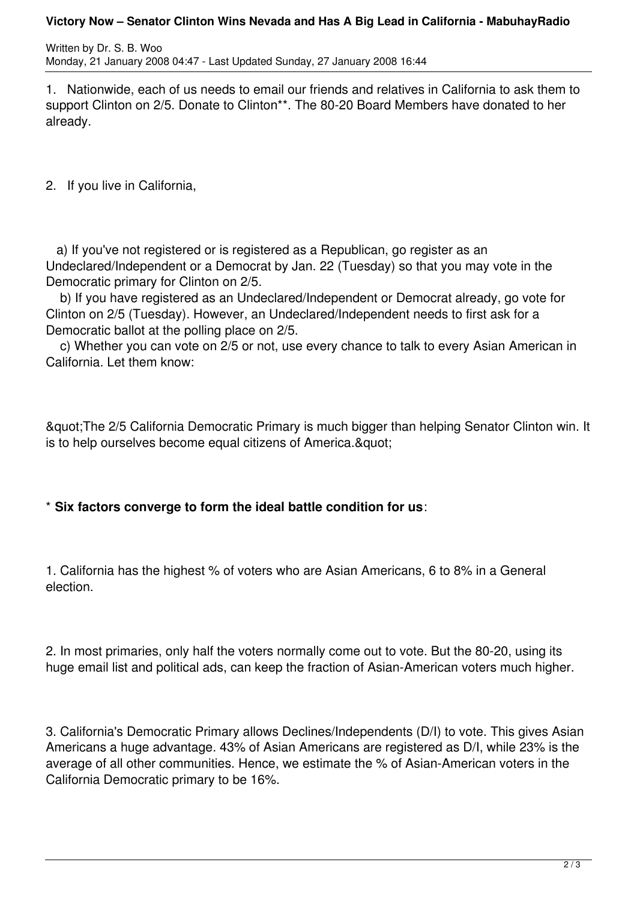1. Nationwide, each of us needs to email our friends and relatives in California to ask them to support Clinton on 2/5. Donate to Clinton**. The 80-20 Board Members have donated to her already.

2. If you live in California,

a) If you've not registered or is registered as a Republican, go register as an Undeclared/Independent or a Democrat by Jan. 22 (Tuesday) so that you may vote in the Democratic primary for Clinton on 2/5.

b) If you have registered as an Undeclared/Independent or Democrat already, go vote for Clinton on 2/5 (Tuesday). However, an Undeclared/Independent needs to first ask for a Democratic ballot at the polling place on 2/5.

c) Whether you can vote on 2/5 or not, use every chance to talk to every Asian American in California. Let them know:

&quot;The 2/5 California Democratic Primary is much bigger than helping Senator Clinton win. It is to help ourselves become equal citizens of America.&quot;

* **Six factors converge to form the ideal battle condition for us**:

1. California has the highest % of voters who are Asian Americans, 6 to 8% in a General election.

2. In most primaries, only half the voters normally come out to vote. But the 80-20, using its huge email list and political ads, can keep the fraction of Asian-American voters much higher.

3. California's Democratic Primary allows Declines/Independents (D/I) to vote. This gives Asian Americans a huge advantage. 43% of Asian Americans are registered as D/I, while 23% is the average of all other communities. Hence, we estimate the % of Asian-American voters in the California Democratic primary to be 16%.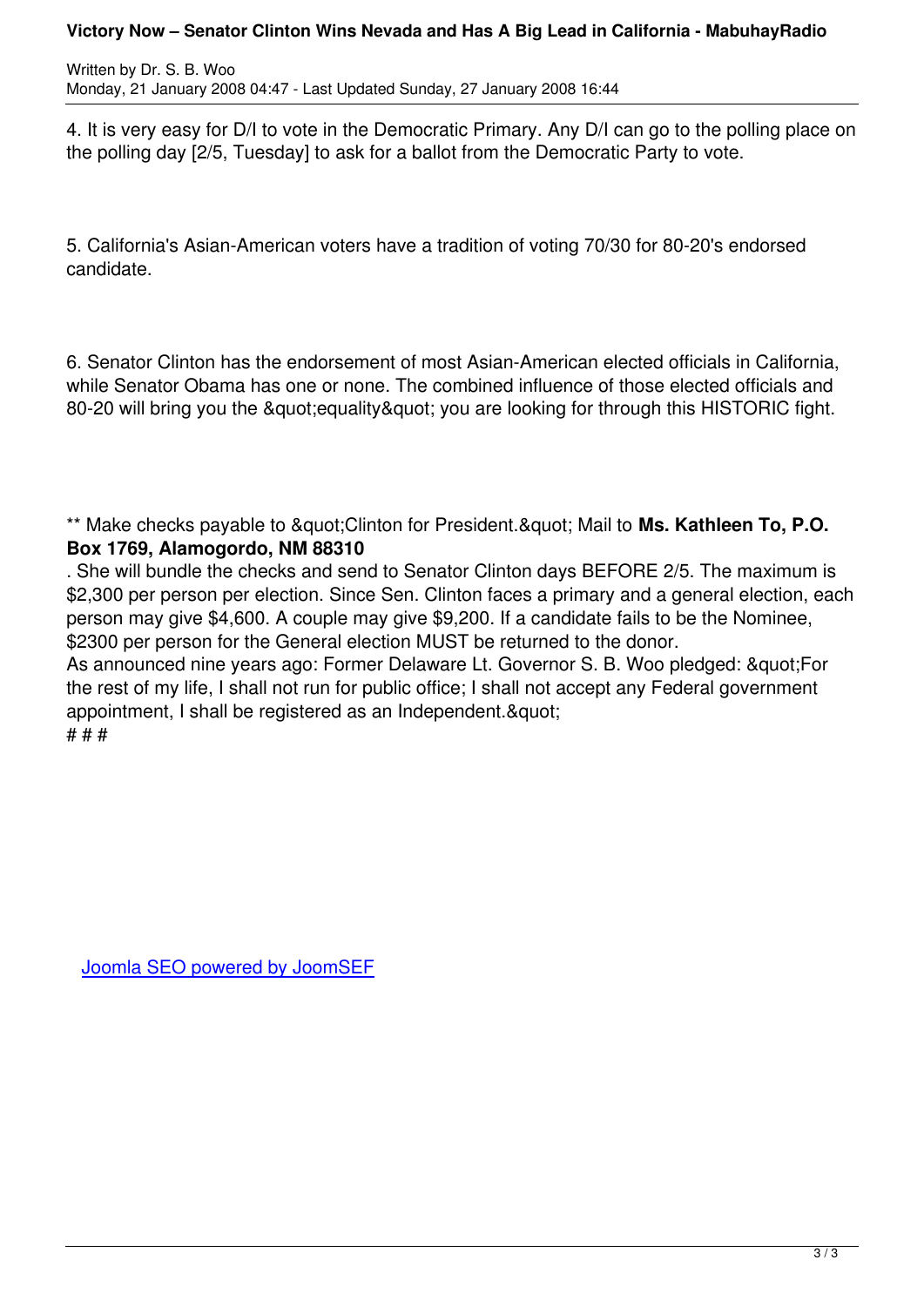4. It is very easy for D/I to vote in the Democratic Primary. Any D/I can go to the polling place on the polling day [2/5, Tuesday] to ask for a ballot from the Democratic Party to vote.

5. California's Asian-American voters have a tradition of voting 70/30 for 80-20's endorsed candidate.

6. Senator Clinton has the endorsement of most Asian-American elected officials in California, while Senator Obama has one or none. The combined influence of those elected officials and 80-20 will bring you the &quot;equality&quot; you are looking for through this HISTORIC fight.

** Make checks payable to &quot;Clinton for President.&quot; Mail to **Ms. Kathleen To, P.O. Box 1769, Alamogordo, NM 88310**
. She will bundle the checks and send to Senator Clinton days BEFORE 2/5. The maximum is $2,300 per person per election. Since Sen. Clinton faces a primary and a general election, each person may give $4,600. A couple may give $9,200. If a candidate fails to be the Nominee, $2300 per person for the General election MUST be returned to the donor.
As announced nine years ago: Former Delaware Lt. Governor S. B. Woo pledged: &quot;For the rest of my life, I shall not run for public office; I shall not accept any Federal government appointment, I shall be registered as an Independent.&quot;
# # #

Joomla SEO powered by JoomSEF